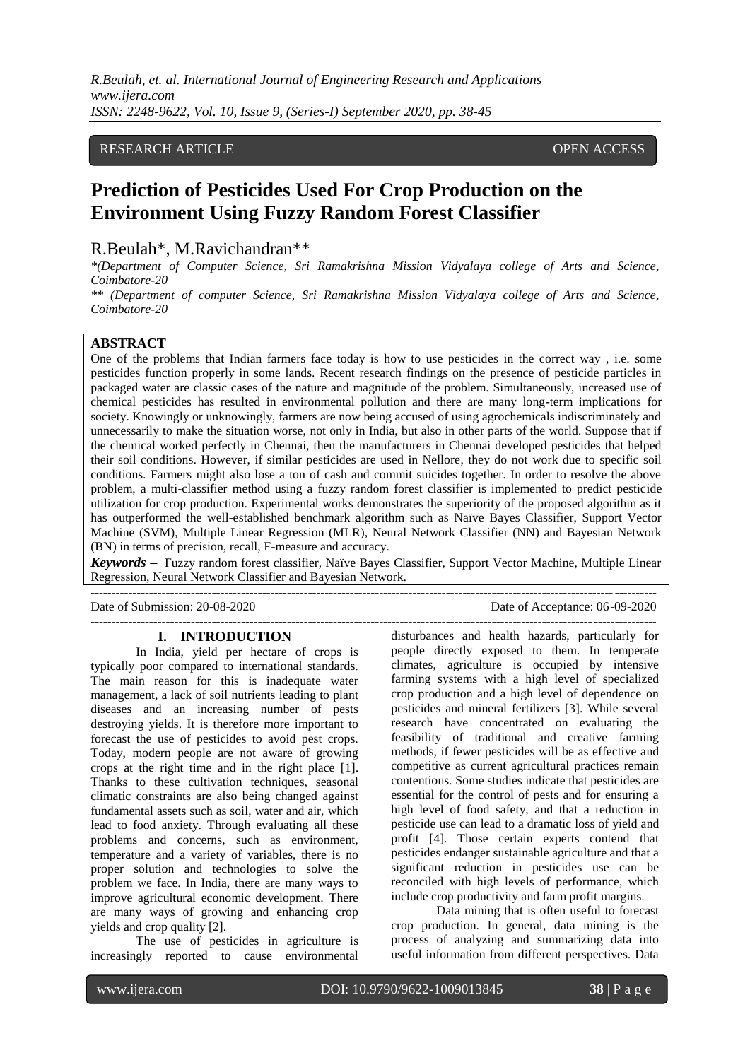RESEARCH ARTICLE OPEN ACCESS

# Prediction of Pesticides Used For Crop Production on the Environment Using Fuzzy Random Forest Classifier

R.Beulah*, M.Ravichandran**

*(Department of Computer Science, Sri Ramakrishna Mission Vidyalaya college of Arts and Science, Coimbatore-20

** (Department of computer Science, Sri Ramakrishna Mission Vidyalaya college of Arts and Science, Coimbatore-20

## ABSTRACT

One of the problems that Indian farmers face today is how to use pesticides in the correct way , i.e. some pesticides function properly in some lands. Recent research findings on the presence of pesticide particles in packaged water are classic cases of the nature and magnitude of the problem. Simultaneously, increased use of chemical pesticides has resulted in environmental pollution and there are many long-term implications for society. Knowingly or unknowingly, farmers are now being accused of using agrochemicals indiscriminately and unnecessarily to make the situation worse, not only in India, but also in other parts of the world. Suppose that if the chemical worked perfectly in Chennai, then the manufacturers in Chennai developed pesticides that helped their soil conditions. However, if similar pesticides are used in Nellore, they do not work due to specific soil conditions. Farmers might also lose a ton of cash and commit suicides together. In order to resolve the above problem, a multi-classifier method using a fuzzy random forest classifier is implemented to predict pesticide utilization for crop production. Experimental works demonstrates the superiority of the proposed algorithm as it has outperformed the well-established benchmark algorithm such as Naïve Bayes Classifier, Support Vector Machine (SVM), Multiple Linear Regression (MLR), Neural Network Classifier (NN) and Bayesian Network (BN) in terms of precision, recall, F-measure and accuracy.

***Keywords*** – Fuzzy random forest classifier, Naïve Bayes Classifier, Support Vector Machine, Multiple Linear Regression, Neural Network Classifier and Bayesian Network.

---

Date of Submission: 20-08-2020 Date of Acceptance: 06-09-2020

---

## I. INTRODUCTION

In India, yield per hectare of crops is typically poor compared to international standards. The main reason for this is inadequate water management, a lack of soil nutrients leading to plant diseases and an increasing number of pests destroying yields. It is therefore more important to forecast the use of pesticides to avoid pest crops. Today, modern people are not aware of growing crops at the right time and in the right place [1]. Thanks to these cultivation techniques, seasonal climatic constraints are also being changed against fundamental assets such as soil, water and air, which lead to food anxiety. Through evaluating all these problems and concerns, such as environment, temperature and a variety of variables, there is no proper solution and technologies to solve the problem we face. In India, there are many ways to improve agricultural economic development. There are many ways of growing and enhancing crop yields and crop quality [2].

The use of pesticides in agriculture is increasingly reported to cause environmental disturbances and health hazards, particularly for people directly exposed to them. In temperate climates, agriculture is occupied by intensive farming systems with a high level of specialized crop production and a high level of dependence on pesticides and mineral fertilizers [3]. While several research have concentrated on evaluating the feasibility of traditional and creative farming methods, if fewer pesticides will be as effective and competitive as current agricultural practices remain contentious. Some studies indicate that pesticides are essential for the control of pests and for ensuring a high level of food safety, and that a reduction in pesticide use can lead to a dramatic loss of yield and profit [4]. Those certain experts contend that pesticides endanger sustainable agriculture and that a significant reduction in pesticides use can be reconciled with high levels of performance, which include crop productivity and farm profit margins.

Data mining that is often useful to forecast crop production. In general, data mining is the process of analyzing and summarizing data into useful information from different perspectives. Data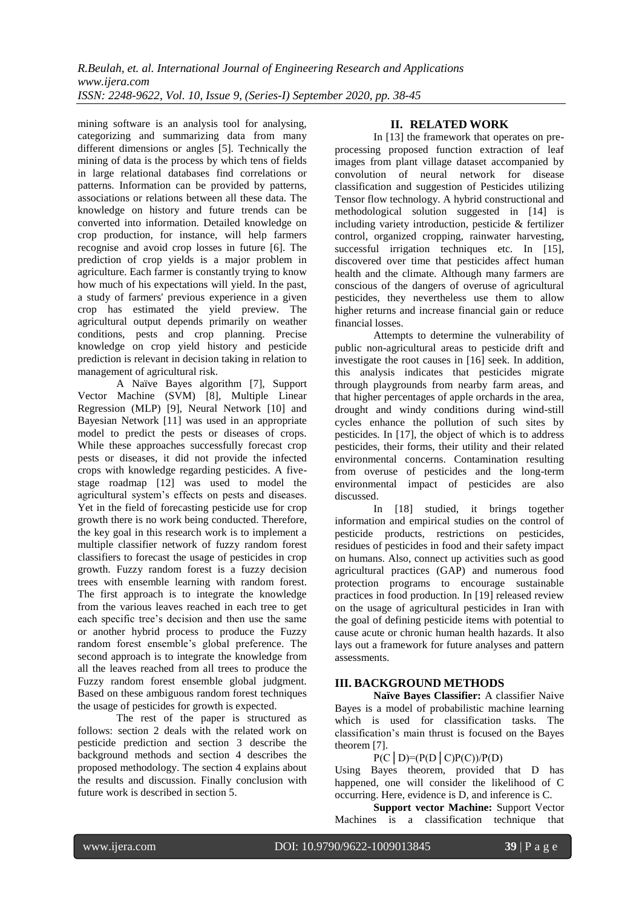mining software is an analysis tool for analysing, categorizing and summarizing data from many different dimensions or angles [5]. Technically the mining of data is the process by which tens of fields in large relational databases find correlations or patterns. Information can be provided by patterns, associations or relations between all these data. The knowledge on history and future trends can be converted into information. Detailed knowledge on crop production, for instance, will help farmers recognise and avoid crop losses in future [6]. The prediction of crop yields is a major problem in agriculture. Each farmer is constantly trying to know how much of his expectations will yield. In the past, a study of farmers' previous experience in a given crop has estimated the yield preview. The agricultural output depends primarily on weather conditions, pests and crop planning. Precise knowledge on crop yield history and pesticide prediction is relevant in decision taking in relation to management of agricultural risk.

A Naïve Bayes algorithm [7], Support Vector Machine (SVM) [8], Multiple Linear Regression (MLP) [9], Neural Network [10] and Bayesian Network [11] was used in an appropriate model to predict the pests or diseases of crops. While these approaches successfully forecast crop pests or diseases, it did not provide the infected crops with knowledge regarding pesticides. A five-stage roadmap [12] was used to model the agricultural system's effects on pests and diseases. Yet in the field of forecasting pesticide use for crop growth there is no work being conducted. Therefore, the key goal in this research work is to implement a multiple classifier network of fuzzy random forest classifiers to forecast the usage of pesticides in crop growth. Fuzzy random forest is a fuzzy decision trees with ensemble learning with random forest. The first approach is to integrate the knowledge from the various leaves reached in each tree to get each specific tree's decision and then use the same or another hybrid process to produce the Fuzzy random forest ensemble's global preference. The second approach is to integrate the knowledge from all the leaves reached from all trees to produce the Fuzzy random forest ensemble global judgment. Based on these ambiguous random forest techniques the usage of pesticides for growth is expected.

The rest of the paper is structured as follows: section 2 deals with the related work on pesticide prediction and section 3 describe the background methods and section 4 describes the proposed methodology. The section 4 explains about the results and discussion. Finally conclusion with future work is described in section 5.

## II. RELATED WORK

In [13] the framework that operates on pre-processing proposed function extraction of leaf images from plant village dataset accompanied by convolution of neural network for disease classification and suggestion of Pesticides utilizing Tensor flow technology. A hybrid constructional and methodological solution suggested in [14] is including variety introduction, pesticide & fertilizer control, organized cropping, rainwater harvesting, successful irrigation techniques etc. In [15], discovered over time that pesticides affect human health and the climate. Although many farmers are conscious of the dangers of overuse of agricultural pesticides, they nevertheless use them to allow higher returns and increase financial gain or reduce financial losses.

Attempts to determine the vulnerability of public non-agricultural areas to pesticide drift and investigate the root causes in [16] seek. In addition, this analysis indicates that pesticides migrate through playgrounds from nearby farm areas, and that higher percentages of apple orchards in the area, drought and windy conditions during wind-still cycles enhance the pollution of such sites by pesticides. In [17], the object of which is to address pesticides, their forms, their utility and their related environmental concerns. Contamination resulting from overuse of pesticides and the long-term environmental impact of pesticides are also discussed.

In [18] studied, it brings together information and empirical studies on the control of pesticide products, restrictions on pesticides, residues of pesticides in food and their safety impact on humans. Also, connect up activities such as good agricultural practices (GAP) and numerous food protection programs to encourage sustainable practices in food production. In [19] released review on the usage of agricultural pesticides in Iran with the goal of defining pesticide items with potential to cause acute or chronic human health hazards. It also lays out a framework for future analyses and pattern assessments.

## III. BACKGROUND METHODS

**Naïve Bayes Classifier:** A classifier Naive Bayes is a model of probabilistic machine learning which is used for classification tasks. The classification's main thrust is focused on the Bayes theorem [7].

$$P(C \mid D)=(P(D \mid C)P(C))/P(D)$$

Using Bayes theorem, provided that D has happened, one will consider the likelihood of C occurring. Here, evidence is D, and inference is C.

**Support vector Machine:** Support Vector Machines is a classification technique that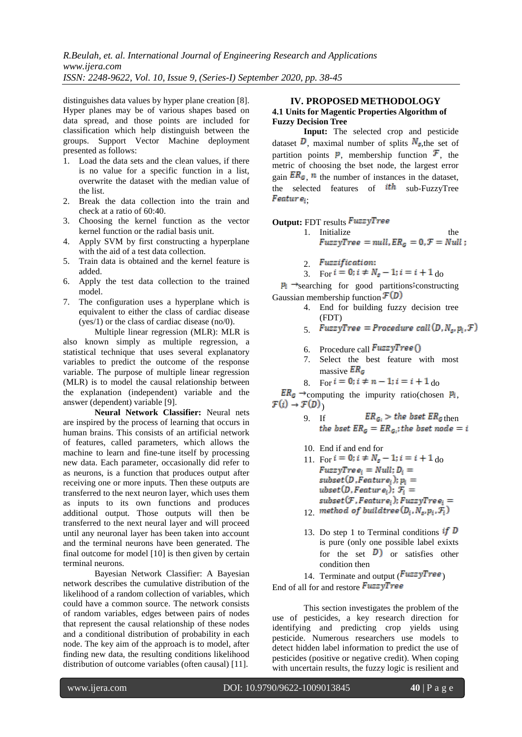distinguishes data values by hyper plane creation [8]. Hyper planes may be of various shapes based on data spread, and those points are included for classification which help distinguish between the groups. Support Vector Machine deployment presented as follows:

1. Load the data sets and the clean values, if there is no value for a specific function in a list, overwrite the dataset with the median value of the list.
2. Break the data collection into the train and check at a ratio of 60:40.
3. Choosing the kernel function as the vector kernel function or the radial basis unit.
4. Apply SVM by first constructing a hyperplane with the aid of a test data collection.
5. Train data is obtained and the kernel feature is added.
6. Apply the test data collection to the trained model.
7. The configuration uses a hyperplane which is equivalent to either the class of cardiac disease (yes/1) or the class of cardiac disease (no/0).

Multiple linear regression (MLR): MLR is also known simply as multiple regression, a statistical technique that uses several explanatory variables to predict the outcome of the response variable. The purpose of multiple linear regression (MLR) is to model the causal relationship between the explanation (independent) variable and the answer (dependent) variable [9].

**Neural Network Classifier:** Neural nets are inspired by the process of learning that occurs in human brains. This consists of an artificial network of features, called parameters, which allows the machine to learn and fine-tune itself by processing new data. Each parameter, occasionally did refer to as neurons, is a function that produces output after receiving one or more inputs. Then these outputs are transferred to the next neuron layer, which uses them as inputs to its own functions and produces additional output. Those outputs will then be transferred to the next neural layer and will proceed until any neuronal layer has been taken into account and the terminal neurons have been generated. The final outcome for model [10] is then given by certain terminal neurons.

Bayesian Network Classifier: A Bayesian network describes the cumulative distribution of the likelihood of a random collection of variables, which could have a common source. The network consists of random variables, edges between pairs of nodes that represent the causal relationship of these nodes and a conditional distribution of probability in each node. The key aim of the approach is to model, after finding new data, the resulting conditions likelihood distribution of outcome variables (often causal) [11].

## IV. PROPOSED METHODOLOGY

### 4.1 Units for Magentic Properties Algorithm of Fuzzy Decision Tree

**Input:** The selected crop and pesticide dataset $D$, maximal number of splits $N_s$,the set of partition points $p$, membership function $\mathcal{F}$, the metric of choosing the bset node, the largest error gain $ER_G$, $n$ the number of instances in the dataset, the selected features of $ith$ sub-FuzzyTree $Feature_i$;

**Output:** FDT results $FuzzyTree$

1. Initialize the $FuzzyTree = null, ER_G = 0, \mathcal{F} = Null$ ;
2. $Fuzzification:$
3. For $i = 0; i \neq N_s - 1; i = i + 1$ do

$p_i \rightarrow$searching for good partitions:constructing Gaussian membership function $\mathcal{F}(D)$

4. End for building fuzzy decision tree (FDT)
5. $FuzzyTree = Procedure\ call\ (D, N_s, p_i, \mathcal{F})$
6. Procedure call $FuzzyTree()$
7. Select the best feature with most massive $ER_G$
8. For $i = 0; i \neq n - 1; i = i + 1$ do

$ER_G \rightarrow$computing the impurity ratio(chosen $p_i$, $\mathcal{F}(i) \rightarrow \mathcal{F}(D)$)

9. If $ER_{G_i} > the\ bset\ ER_G$ then $the\ bset\ ER_G = ER_{G_i}; the\ bset\ node = i$
10. End if and end for
11. For $i = 0; i \neq N_s - 1; i = i + 1$ do $FuzzyTree_i = Null; D_i = subset(D, Feature_i); p_i = ubset(D, Feature_i); \mathcal{F}_i = subset(\mathcal{F}, Feature_i); FuzzyTree_i =$
12. $method\ of\ buildtree(D_i, N_s, p_i, \mathcal{F}_i)$
13. Do step 1 to Terminal conditions $if\ D$ is pure (only one possible label exixts for the set $D$) or satisfies other condition then
14. Terminate and output ($FuzzyTree$)

End of all for and restore $FuzzyTree$

This section investigates the problem of the use of pesticides, a key research direction for identifying and predicting crop yields using pesticide. Numerous researchers use models to detect hidden label information to predict the use of pesticides (positive or negative credit). When coping with uncertain results, the fuzzy logic is resilient and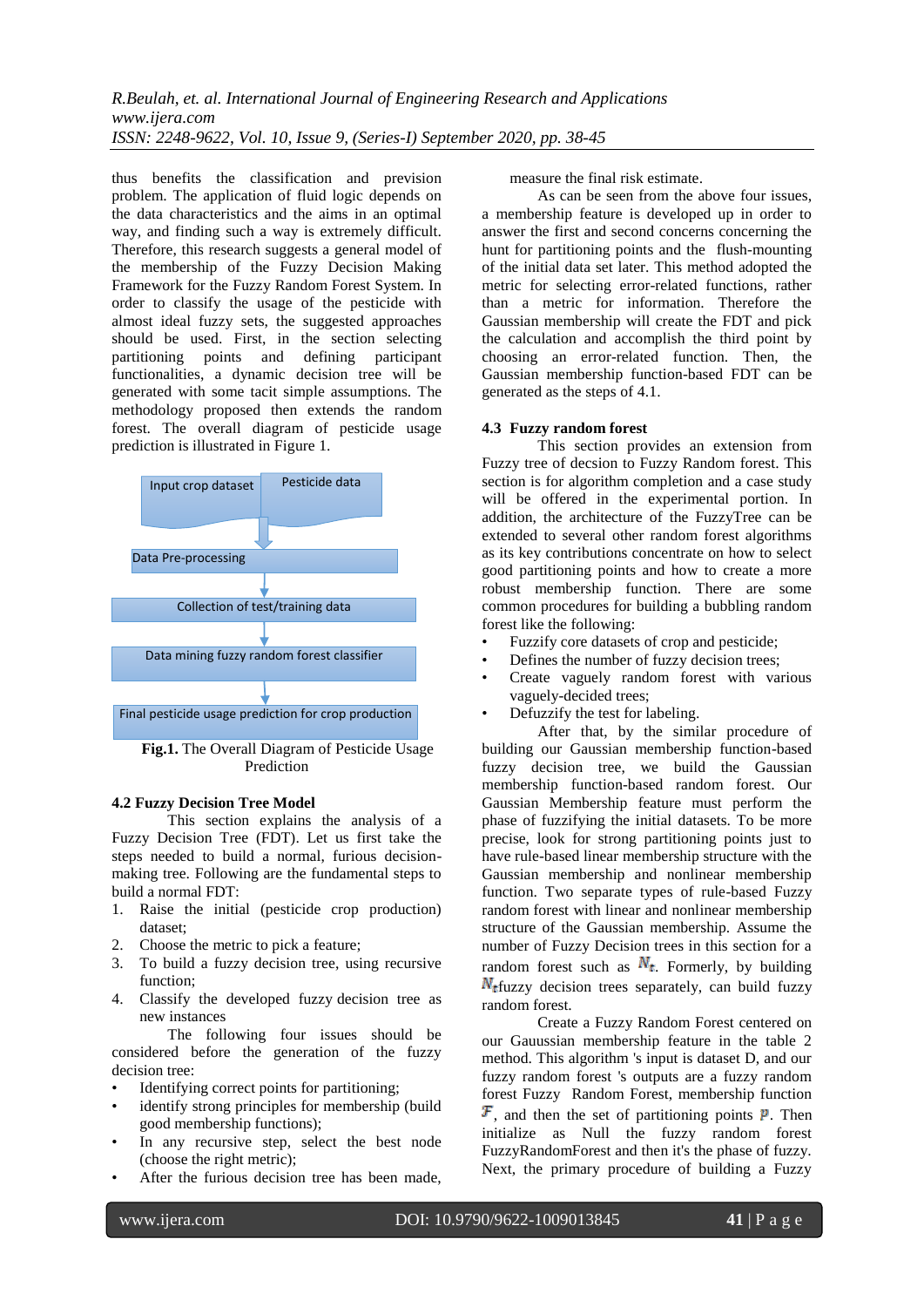thus benefits the classification and prevision problem. The application of fluid logic depends on the data characteristics and the aims in an optimal way, and finding such a way is extremely difficult. Therefore, this research suggests a general model of the membership of the Fuzzy Decision Making Framework for the Fuzzy Random Forest System. In order to classify the usage of the pesticide with almost ideal fuzzy sets, the suggested approaches should be used. First, in the section selecting partitioning points and defining participant functionalities, a dynamic decision tree will be generated with some tacit simple assumptions. The methodology proposed then extends the random forest. The overall diagram of pesticide usage prediction is illustrated in Figure 1.

Input crop dataset | Pesticide data → Data Pre-processing → Collection of test/training data → Data mining fuzzy random forest classifier → Final pesticide usage prediction for crop production

**Fig.1.** The Overall Diagram of Pesticide Usage Prediction

### 4.2 Fuzzy Decision Tree Model

This section explains the analysis of a Fuzzy Decision Tree (FDT). Let us first take the steps needed to build a normal, furious decision-making tree. Following are the fundamental steps to build a normal FDT:

1. Raise the initial (pesticide crop production) dataset;
2. Choose the metric to pick a feature;
3. To build a fuzzy decision tree, using recursive function;
4. Classify the developed fuzzy decision tree as new instances

The following four issues should be considered before the generation of the fuzzy decision tree:

- Identifying correct points for partitioning;
- identify strong principles for membership (build good membership functions);
- In any recursive step, select the best node (choose the right metric);
- After the furious decision tree has been made, measure the final risk estimate.

As can be seen from the above four issues, a membership feature is developed up in order to answer the first and second concerns concerning the hunt for partitioning points and the flush-mounting of the initial data set later. This method adopted the metric for selecting error-related functions, rather than a metric for information. Therefore the Gaussian membership will create the FDT and pick the calculation and accomplish the third point by choosing an error-related function. Then, the Gaussian membership function-based FDT can be generated as the steps of 4.1.

### 4.3 Fuzzy random forest

This section provides an extension from Fuzzy tree of decsion to Fuzzy Random forest. This section is for algorithm completion and a case study will be offered in the experimental portion. In addition, the architecture of the FuzzyTree can be extended to several other random forest algorithms as its key contributions concentrate on how to select good partitioning points and how to create a more robust membership function. There are some common procedures for building a bubbling random forest like the following:

- Fuzzify core datasets of crop and pesticide;
- Defines the number of fuzzy decision trees;
- Create vaguely random forest with various vaguely-decided trees;
- Defuzzify the test for labeling.

After that, by the similar procedure of building our Gaussian membership function-based fuzzy decision tree, we build the Gaussian membership function-based random forest. Our Gaussian Membership feature must perform the phase of fuzzifying the initial datasets. To be more precise, look for strong partitioning points just to have rule-based linear membership structure with the Gaussian membership and nonlinear membership function. Two separate types of rule-based Fuzzy random forest with linear and nonlinear membership structure of the Gaussian membership. Assume the number of Fuzzy Decision trees in this section for a random forest such as $N_t$. Formerly, by building $N_t$fuzzy decision trees separately, can build fuzzy random forest.

Create a Fuzzy Random Forest centered on our Gauussian membership feature in the table 2 method. This algorithm 's input is dataset D, and our fuzzy random forest 's outputs are a fuzzy random forest Fuzzy Random Forest, membership function $\mathcal{F}$, and then the set of partitioning points $\mathbb{P}$. Then initialize as Null the fuzzy random forest FuzzyRandomForest and then it's the phase of fuzzy. Next, the primary procedure of building a Fuzzy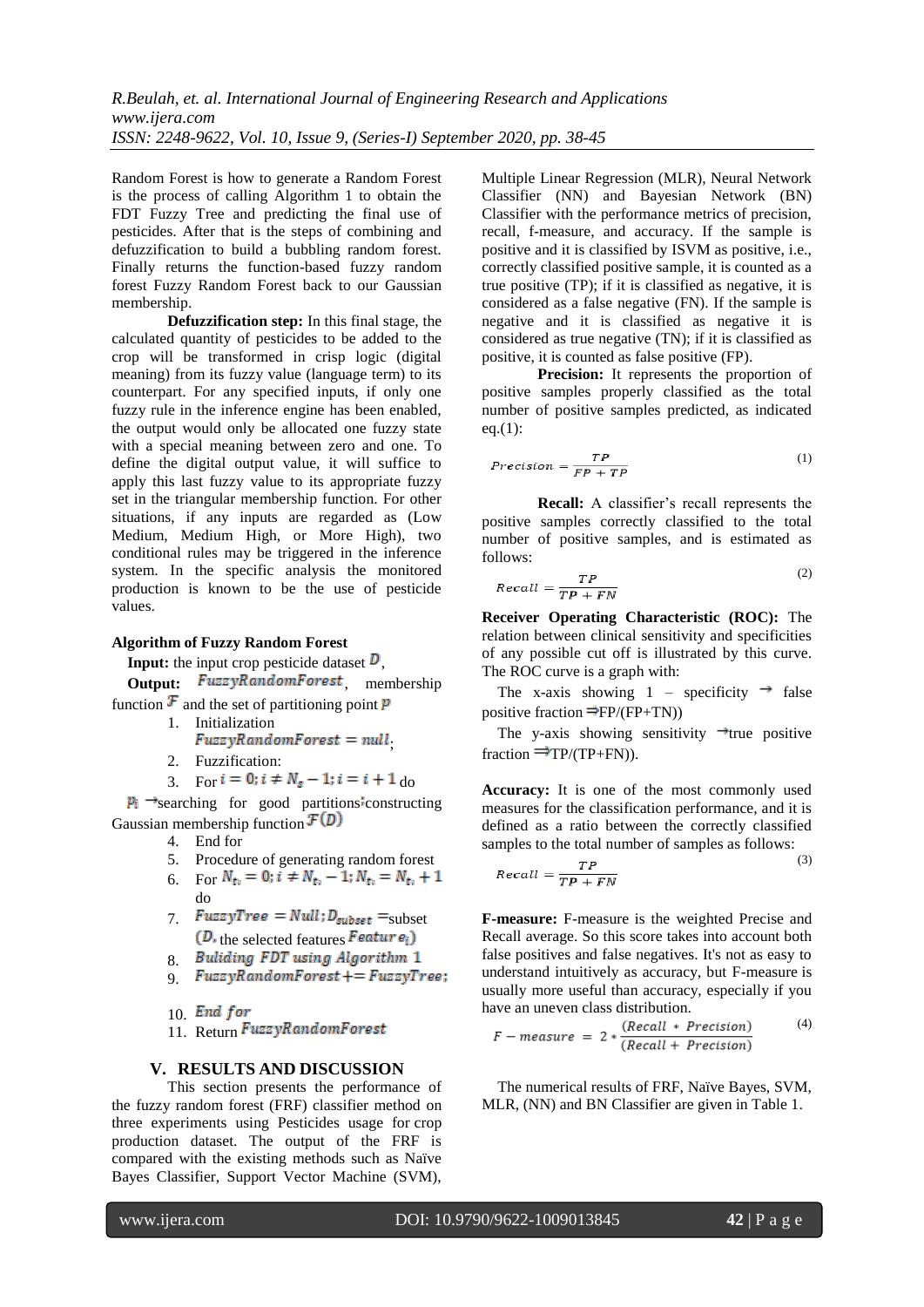Random Forest is how to generate a Random Forest is the process of calling Algorithm 1 to obtain the FDT Fuzzy Tree and predicting the final use of pesticides. After that is the steps of combining and defuzzification to build a bubbling random forest. Finally returns the function-based fuzzy random forest Fuzzy Random Forest back to our Gaussian membership.

**Defuzzification step:** In this final stage, the calculated quantity of pesticides to be added to the crop will be transformed in crisp logic (digital meaning) from its fuzzy value (language term) to its counterpart. For any specified inputs, if only one fuzzy rule in the inference engine has been enabled, the output would only be allocated one fuzzy state with a special meaning between zero and one. To define the digital output value, it will suffice to apply this last fuzzy value to its appropriate fuzzy set in the triangular membership function. For other situations, if any inputs are regarded as (Low Medium, Medium High, or More High), two conditional rules may be triggered in the inference system. In the specific analysis the monitored production is known to be the use of pesticide values.

**Algorithm of Fuzzy Random Forest**

**Input:** the input crop pesticide dataset $D$,

**Output:** $FuzzyRandomForest$, membership function $\mathcal{F}$ and the set of partitioning point $\mathcal{P}$

1. Initialization $FuzzyRandomForest = null$;
2. Fuzzification:
3. For $i = 0; i \neq N_s - 1; i = i + 1$ do

$p_i \rightarrow$searching for good partitions;constructing Gaussian membership function $\mathcal{F}(D)$

4. End for
5. Procedure of generating random forest
6. For $N_{t_i} = 0; i \neq N_{t_i} - 1; N_{t_i} = N_{t_i} + 1$ do
7. $FuzzyTree = Null; D_{subset} =$subset ($D$, the selected features $Feature_i$)
8. $Buliding\ FDT\ using\ Algorithm\ 1$
9. $FuzzyRandomForest += FuzzyTree;$
10. $End\ for$
11. Return $FuzzyRandomForest$

## V. RESULTS AND DISCUSSION

This section presents the performance of the fuzzy random forest (FRF) classifier method on three experiments using Pesticides usage for crop production dataset. The output of the FRF is compared with the existing methods such as Naïve Bayes Classifier, Support Vector Machine (SVM), Multiple Linear Regression (MLR), Neural Network Classifier (NN) and Bayesian Network (BN) Classifier with the performance metrics of precision, recall, f-measure, and accuracy. If the sample is positive and it is classified by ISVM as positive, i.e., correctly classified positive sample, it is counted as a true positive (TP); if it is classified as negative, it is considered as a false negative (FN). If the sample is negative and it is classified as negative it is considered as true negative (TN); if it is classified as positive, it is counted as false positive (FP).

**Precision:** It represents the proportion of positive samples properly classified as the total number of positive samples predicted, as indicated eq.(1):

$$Precision = \frac{TP}{FP + TP} \tag{1}$$

**Recall:** A classifier's recall represents the positive samples correctly classified to the total number of positive samples, and is estimated as follows:

$$Recall = \frac{TP}{TP + FN} \tag{2}$$

**Receiver Operating Characteristic (ROC):** The relation between clinical sensitivity and specificities of any possible cut off is illustrated by this curve. The ROC curve is a graph with:

The x-axis showing 1 – specificity $\rightarrow$ false positive fraction $\Rightarrow$FP/(FP+TN))

The y-axis showing sensitivity $\rightarrow$true positive fraction $\Rightarrow$TP/(TP+FN)).

**Accuracy:** It is one of the most commonly used measures for the classification performance, and it is defined as a ratio between the correctly classified samples to the total number of samples as follows:

$$Recall = \frac{TP}{TP + FN} \tag{3}$$

**F-measure:** F-measure is the weighted Precise and Recall average. So this score takes into account both false positives and false negatives. It's not as easy to understand intuitively as accuracy, but F-measure is usually more useful than accuracy, especially if you have an uneven class distribution.

$$F - measure = 2 * \frac{(Recall * Precision)}{(Recall + Precision)} \tag{4}$$

The numerical results of FRF, Naïve Bayes, SVM, MLR, (NN) and BN Classifier are given in Table 1.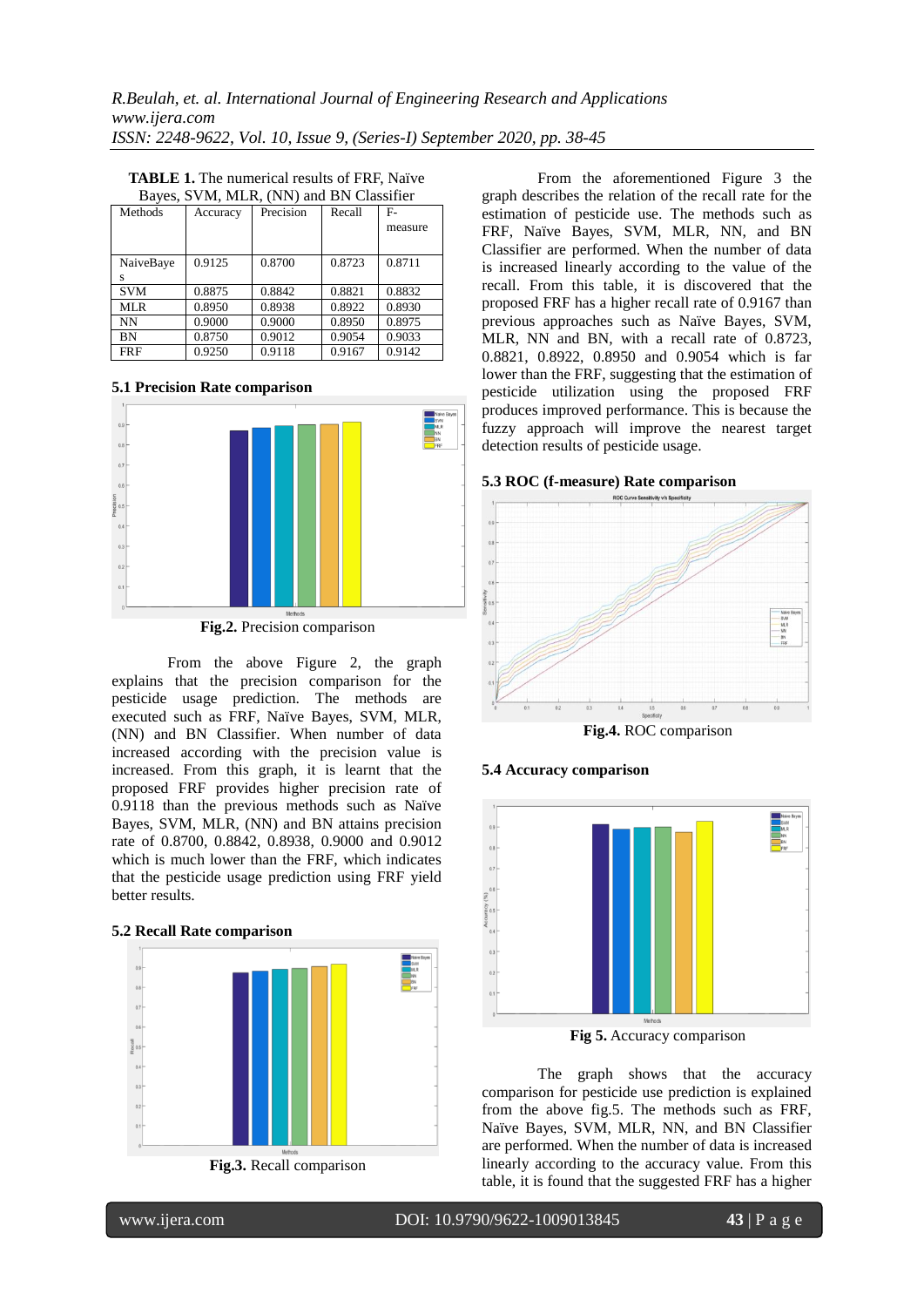**TABLE 1.** The numerical results of FRF, Naïve Bayes, SVM, MLR, (NN) and BN Classifier

| Methods | Accuracy | Precision | Recall | F-measure |
|---|---|---|---|---|
| NaiveBayes | 0.9125 | 0.8700 | 0.8723 | 0.8711 |
| SVM | 0.8875 | 0.8842 | 0.8821 | 0.8832 |
| MLR | 0.8950 | 0.8938 | 0.8922 | 0.8930 |
| NN | 0.9000 | 0.9000 | 0.8950 | 0.8975 |
| BN | 0.8750 | 0.9012 | 0.9054 | 0.9033 |
| FRF | 0.9250 | 0.9118 | 0.9167 | 0.9142 |

### 5.1 Precision Rate comparison

**Fig.2.** Precision comparison

From the above Figure 2, the graph explains that the precision comparison for the pesticide usage prediction. The methods are executed such as FRF, Naïve Bayes, SVM, MLR, (NN) and BN Classifier. When number of data increased according with the precision value is increased. From this graph, it is learnt that the proposed FRF provides higher precision rate of 0.9118 than the previous methods such as Naïve Bayes, SVM, MLR, (NN) and BN attains precision rate of 0.8700, 0.8842, 0.8938, 0.9000 and 0.9012 which is much lower than the FRF, which indicates that the pesticide usage prediction using FRF yield better results.

### 5.2 Recall Rate comparison

**Fig.3.** Recall comparison

From the aforementioned Figure 3 the graph describes the relation of the recall rate for the estimation of pesticide use. The methods such as FRF, Naïve Bayes, SVM, MLR, NN, and BN Classifier are performed. When the number of data is increased linearly according to the value of the recall. From this table, it is discovered that the proposed FRF has a higher recall rate of 0.9167 than previous approaches such as Naïve Bayes, SVM, MLR, NN and BN, with a recall rate of 0.8723, 0.8821, 0.8922, 0.8950 and 0.9054 which is far lower than the FRF, suggesting that the estimation of pesticide utilization using the proposed FRF produces improved performance. This is because the fuzzy approach will improve the nearest target detection results of pesticide usage.

### 5.3 ROC (f-measure) Rate comparison

**Fig.4.** ROC comparison

### 5.4 Accuracy comparison

**Fig 5.** Accuracy comparison

The graph shows that the accuracy comparison for pesticide use prediction is explained from the above fig.5. The methods such as FRF, Naïve Bayes, SVM, MLR, NN, and BN Classifier are performed. When the number of data is increased linearly according to the accuracy value. From this table, it is found that the suggested FRF has a higher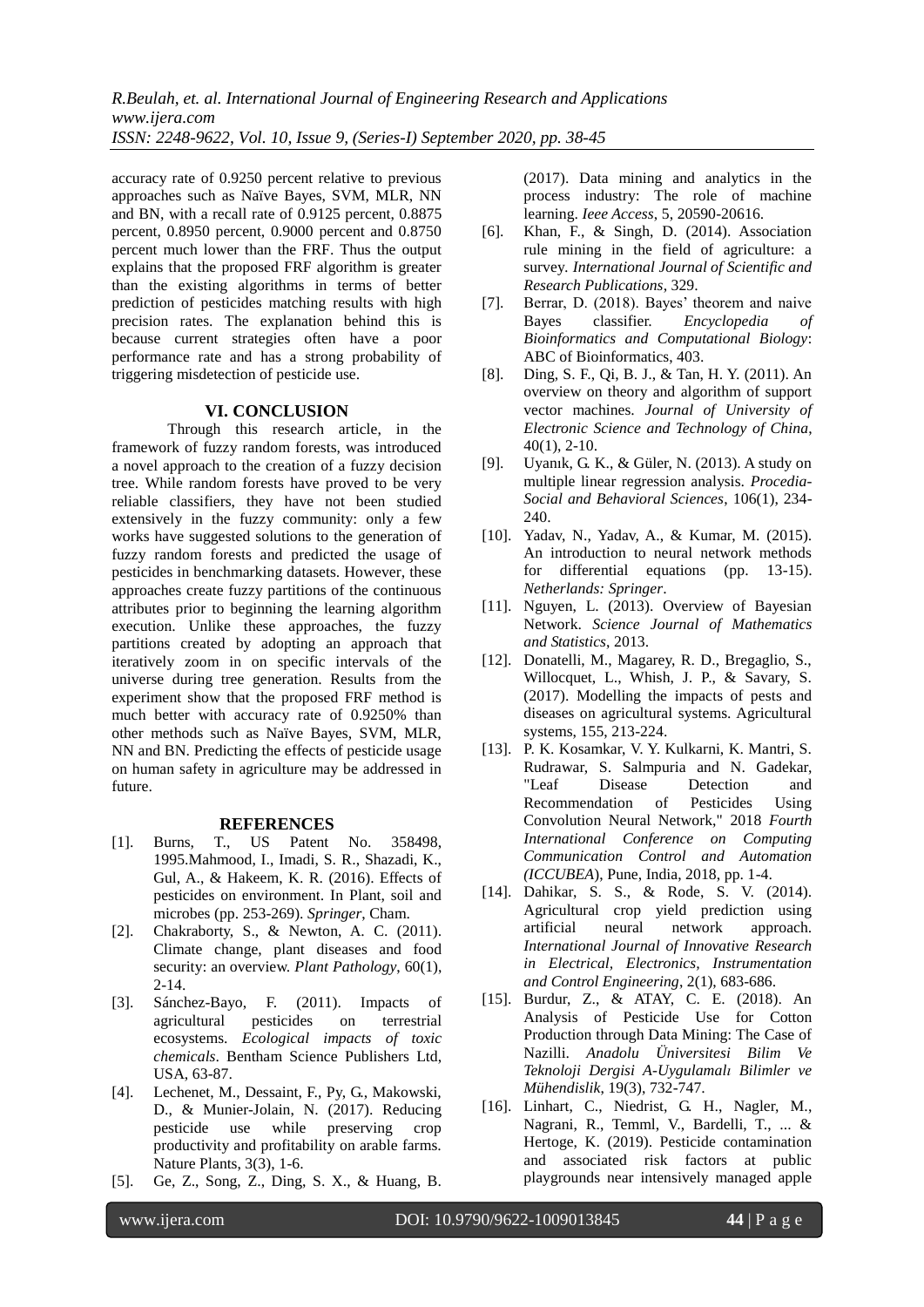accuracy rate of 0.9250 percent relative to previous approaches such as Naïve Bayes, SVM, MLR, NN and BN, with a recall rate of 0.9125 percent, 0.8875 percent, 0.8950 percent, 0.9000 percent and 0.8750 percent much lower than the FRF. Thus the output explains that the proposed FRF algorithm is greater than the existing algorithms in terms of better prediction of pesticides matching results with high precision rates. The explanation behind this is because current strategies often have a poor performance rate and has a strong probability of triggering misdetection of pesticide use.

## VI. CONCLUSION

Through this research article, in the framework of fuzzy random forests, was introduced a novel approach to the creation of a fuzzy decision tree. While random forests have proved to be very reliable classifiers, they have not been studied extensively in the fuzzy community: only a few works have suggested solutions to the generation of fuzzy random forests and predicted the usage of pesticides in benchmarking datasets. However, these approaches create fuzzy partitions of the continuous attributes prior to beginning the learning algorithm execution. Unlike these approaches, the fuzzy partitions created by adopting an approach that iteratively zoom in on specific intervals of the universe during tree generation. Results from the experiment show that the proposed FRF method is much better with accuracy rate of 0.9250% than other methods such as Naïve Bayes, SVM, MLR, NN and BN. Predicting the effects of pesticide usage on human safety in agriculture may be addressed in future.

## REFERENCES

- [1]. Burns, T., US Patent No. 358498, 1995.Mahmood, I., Imadi, S. R., Shazadi, K., Gul, A., & Hakeem, K. R. (2016). Effects of pesticides on environment. In Plant, soil and microbes (pp. 253-269). *Springer*, Cham.
- [2]. Chakraborty, S., & Newton, A. C. (2011). Climate change, plant diseases and food security: an overview. *Plant Pathology*, 60(1), 2-14.
- [3]. Sánchez-Bayo, F. (2011). Impacts of agricultural pesticides on terrestrial ecosystems. *Ecological impacts of toxic chemicals*. Bentham Science Publishers Ltd, USA, 63-87.
- [4]. Lechenet, M., Dessaint, F., Py, G., Makowski, D., & Munier-Jolain, N. (2017). Reducing pesticide use while preserving crop productivity and profitability on arable farms. Nature Plants, 3(3), 1-6.
- [5]. Ge, Z., Song, Z., Ding, S. X., & Huang, B. (2017). Data mining and analytics in the process industry: The role of machine learning. *Ieee Access*, 5, 20590-20616.
- [6]. Khan, F., & Singh, D. (2014). Association rule mining in the field of agriculture: a survey. *International Journal of Scientific and Research Publications*, 329.
- [7]. Berrar, D. (2018). Bayes' theorem and naive Bayes classifier. *Encyclopedia of Bioinformatics and Computational Biology*: ABC of Bioinformatics, 403.
- [8]. Ding, S. F., Qi, B. J., & Tan, H. Y. (2011). An overview on theory and algorithm of support vector machines. *Journal of University of Electronic Science and Technology of China*, 40(1), 2-10.
- [9]. Uyanık, G. K., & Güler, N. (2013). A study on multiple linear regression analysis. *Procedia-Social and Behavioral Sciences*, 106(1), 234-240.
- [10]. Yadav, N., Yadav, A., & Kumar, M. (2015). An introduction to neural network methods for differential equations (pp. 13-15). *Netherlands: Springer*.
- [11]. Nguyen, L. (2013). Overview of Bayesian Network. *Science Journal of Mathematics and Statistics*, 2013.
- [12]. Donatelli, M., Magarey, R. D., Bregaglio, S., Willocquet, L., Whish, J. P., & Savary, S. (2017). Modelling the impacts of pests and diseases on agricultural systems. Agricultural systems, 155, 213-224.
- [13]. P. K. Kosamkar, V. Y. Kulkarni, K. Mantri, S. Rudrawar, S. Salmpuria and N. Gadekar, "Leaf Disease Detection and Recommendation of Pesticides Using Convolution Neural Network," 2018 *Fourth International Conference on Computing Communication Control and Automation (ICCUBEA)*, Pune, India, 2018, pp. 1-4.
- [14]. Dahikar, S. S., & Rode, S. V. (2014). Agricultural crop yield prediction using artificial neural network approach. *International Journal of Innovative Research in Electrical, Electronics, Instrumentation and Control Engineering*, 2(1), 683-686.
- [15]. Burdur, Z., & ATAY, C. E. (2018). An Analysis of Pesticide Use for Cotton Production through Data Mining: The Case of Nazilli. *Anadolu Üniversitesi Bilim Ve Teknoloji Dergisi A-Uygulamalı Bilimler ve Mühendislik*, 19(3), 732-747.
- [16]. Linhart, C., Niedrist, G. H., Nagler, M., Nagrani, R., Temml, V., Bardelli, T., ... & Hertoge, K. (2019). Pesticide contamination and associated risk factors at public playgrounds near intensively managed apple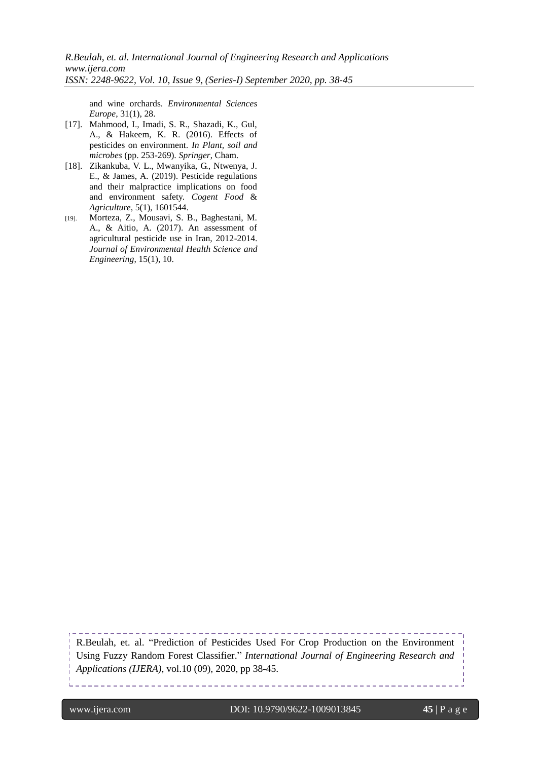and wine orchards. *Environmental Sciences Europe*, 31(1), 28.

[17]. Mahmood, I., Imadi, S. R., Shazadi, K., Gul, A., & Hakeem, K. R. (2016). Effects of pesticides on environment. *In Plant, soil and microbes* (pp. 253-269). *Springer*, Cham.

[18]. Zikankuba, V. L., Mwanyika, G., Ntwenya, J. E., & James, A. (2019). Pesticide regulations and their malpractice implications on food and environment safety. *Cogent Food & Agriculture*, 5(1), 1601544.

[19]. Morteza, Z., Mousavi, S. B., Baghestani, M. A., & Aitio, A. (2017). An assessment of agricultural pesticide use in Iran, 2012-2014. *Journal of Environmental Health Science and Engineering*, 15(1), 10.

R.Beulah, et. al. "Prediction of Pesticides Used For Crop Production on the Environment Using Fuzzy Random Forest Classifier." *International Journal of Engineering Research and Applications (IJERA)*, vol.10 (09), 2020, pp 38-45.